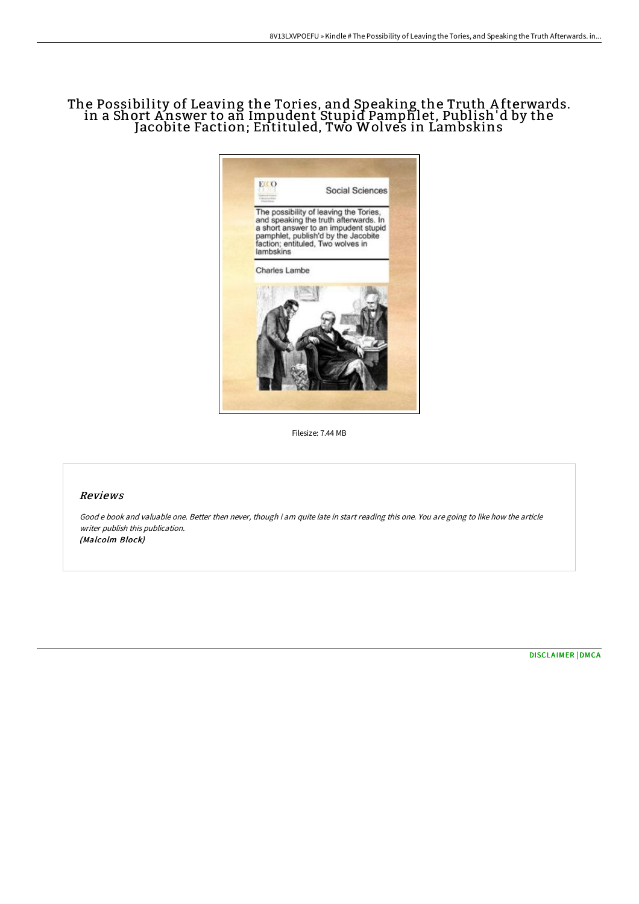# The Possibility of Leaving the Tories, and Speaking the Truth Afterwards. in a Short Answer to an Impudent Stupid Pamphlet, Publish'd by the Jacobite Faction; Entituled, Two Wolves in Lambskins

Filesize: 7.44 MB

## Reviews

*Good e book and valuable one. Better then never, though i am quite late in start reading this one. You are going to like how the article writer publish this publication.*
***(Malcolm Block)***

[DISCLAIMER](#) | [DMCA](#)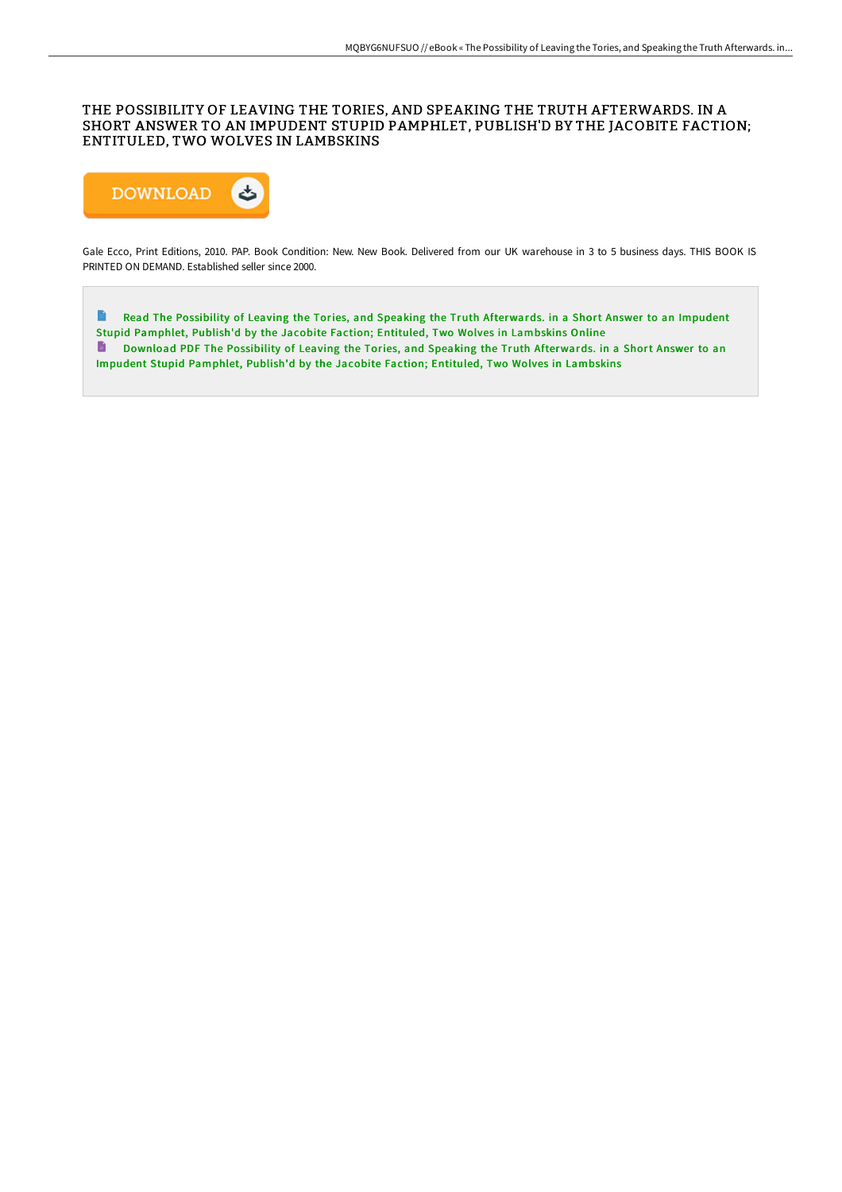# THE POSSIBILITY OF LEAVING THE TORIES, AND SPEAKING THE TRUTH AFTERWARDS. IN A SHORT ANSWER TO AN IMPUDENT STUPID PAMPHLET, PUBLISH'D BY THE JACOBITE FACTION; ENTITULED, TWO WOLVES IN LAMBSKINS

DOWNLOAD

Gale Ecco, Print Editions, 2010. PAP. Book Condition: New. New Book. Delivered from our UK warehouse in 3 to 5 business days. THIS BOOK IS PRINTED ON DEMAND. Established seller since 2000.

Read The Possibility of Leaving the Tories, and Speaking the Truth Afterwards. in a Short Answer to an Impudent Stupid Pamphlet, Publish'd by the Jacobite Faction; Entituled, Two Wolves in Lambskins Online

Download PDF The Possibility of Leaving the Tories, and Speaking the Truth Afterwards. in a Short Answer to an Impudent Stupid Pamphlet, Publish'd by the Jacobite Faction; Entituled, Two Wolves in Lambskins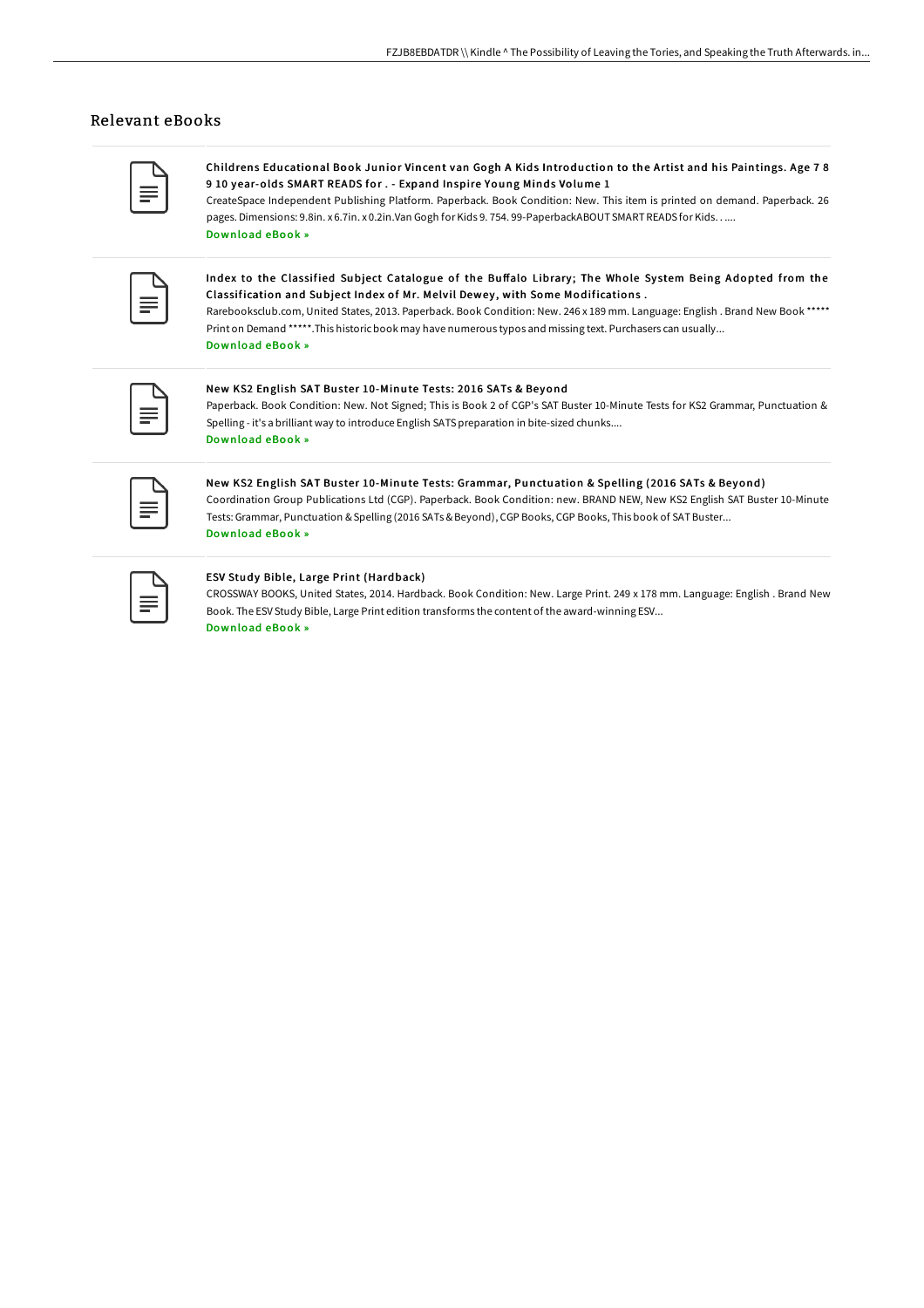## Relevant eBooks

**Childrens Educational Book Junior Vincent van Gogh A Kids Introduction to the Artist and his Paintings. Age 7 8 9 10 year-olds SMART READS for . - Expand Inspire Young Minds Volume 1**

CreateSpace Independent Publishing Platform. Paperback. Book Condition: New. This item is printed on demand. Paperback. 26 pages. Dimensions: 9.8in. x 6.7in. x 0.2in.Van Gogh for Kids 9. 754. 99-PaperbackABOUT SMART READS for Kids. . ....

Download eBook »

**Index to the Classified Subject Catalogue of the Buffalo Library; The Whole System Being Adopted from the Classification and Subject Index of Mr. Melvil Dewey, with Some Modifications .**

Rarebooksclub.com, United States, 2013. Paperback. Book Condition: New. 246 x 189 mm. Language: English . Brand New Book ***** Print on Demand *****.This historic book may have numerous typos and missing text. Purchasers can usually...

Download eBook »

**New KS2 English SAT Buster 10-Minute Tests: 2016 SATs & Beyond**

Paperback. Book Condition: New. Not Signed; This is Book 2 of CGP's SAT Buster 10-Minute Tests for KS2 Grammar, Punctuation & Spelling - it's a brilliant way to introduce English SATS preparation in bite-sized chunks....

Download eBook »

**New KS2 English SAT Buster 10-Minute Tests: Grammar, Punctuation & Spelling (2016 SATs & Beyond)**

Coordination Group Publications Ltd (CGP). Paperback. Book Condition: new. BRAND NEW, New KS2 English SAT Buster 10-Minute Tests: Grammar, Punctuation & Spelling (2016 SATs & Beyond), CGP Books, CGP Books, This book of SAT Buster...

Download eBook »

**ESV Study Bible, Large Print (Hardback)**

CROSSWAY BOOKS, United States, 2014. Hardback. Book Condition: New. Large Print. 249 x 178 mm. Language: English . Brand New Book. The ESV Study Bible, Large Print edition transforms the content of the award-winning ESV...

Download eBook »